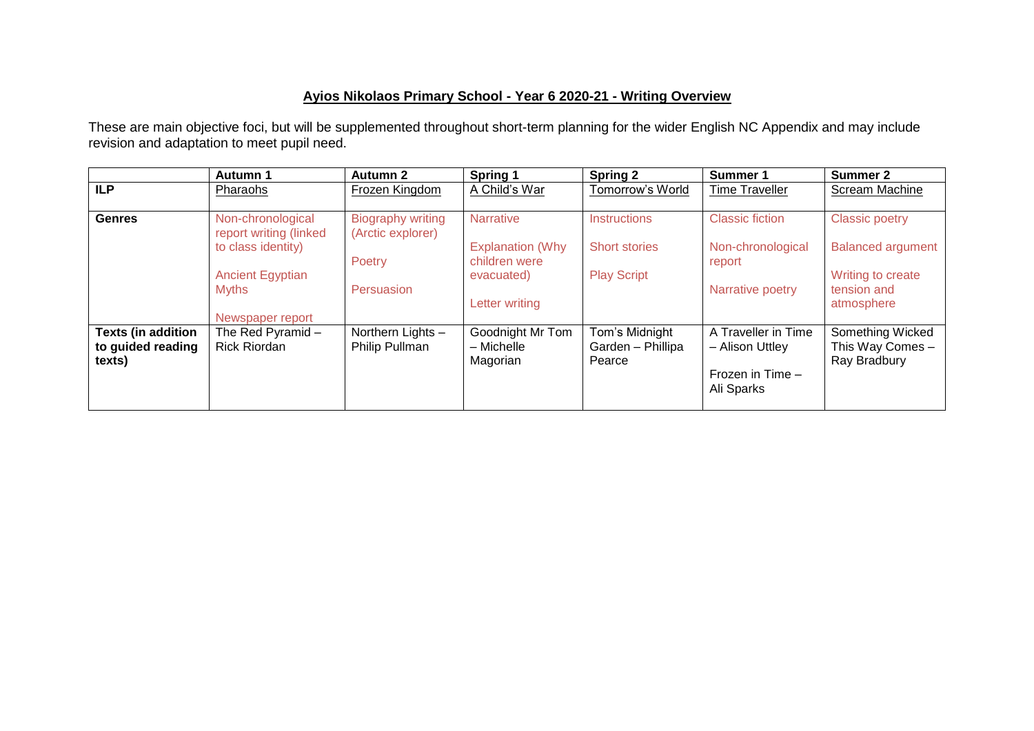# **Ayios Nikolaos Primary School - Year 6 2020-21 - Writing Overview**

These are main objective foci, but will be supplemented throughout short-term planning for the wider English NC Appendix and may include revision and adaptation to meet pupil need.

| | **Autumn 1** | **Autumn 2** | **Spring 1** | **Spring 2** | **Summer 1** | **Summer 2** |
|---|---|---|---|---|---|---|
| **ILP** | Pharaohs | Frozen Kingdom | A Child's War | Tomorrow's World | Time Traveller | Scream Machine |
| **Genres** | Non-chronological report writing (linked to class identity)<br><br>Ancient Egyptian Myths<br><br>Newspaper report | Biography writing (Arctic explorer)<br><br>Poetry<br><br>Persuasion | Narrative<br><br>Explanation (Why children were evacuated)<br><br>Letter writing | Instructions<br><br>Short stories<br><br>Play Script | Classic fiction<br><br>Non-chronological report<br><br>Narrative poetry | Classic poetry<br><br>Balanced argument<br><br>Writing to create tension and atmosphere |
| **Texts (in addition to guided reading texts)** | The Red Pyramid – Rick Riordan | Northern Lights – Philip Pullman | Goodnight Mr Tom – Michelle Magorian | Tom's Midnight Garden – Phillipa Pearce | A Traveller in Time – Alison Uttley<br><br>Frozen in Time – Ali Sparks | Something Wicked This Way Comes – Ray Bradbury |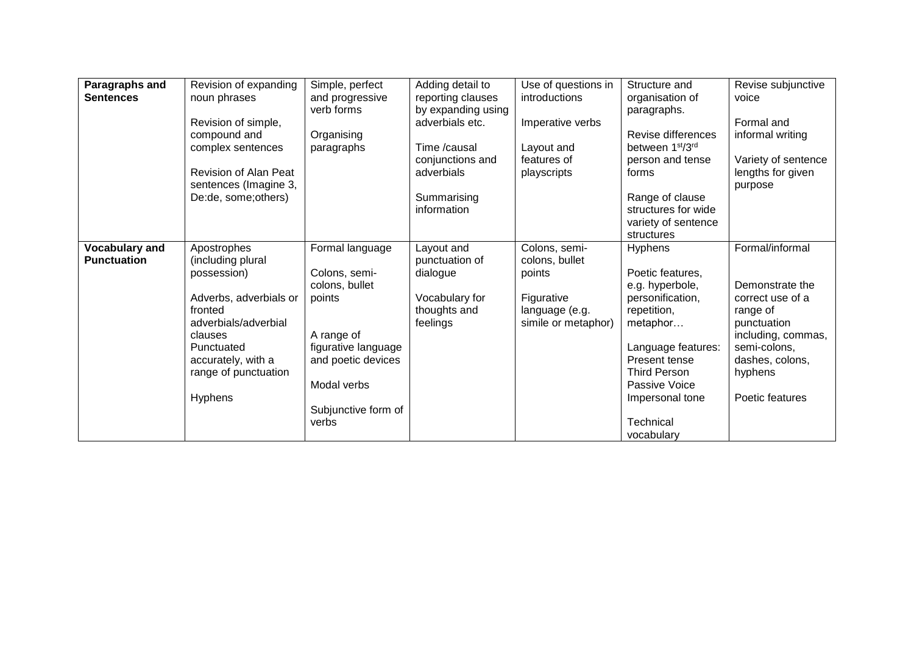| **Paragraphs and Sentences** | Revision of expanding noun phrases<br><br>Revision of simple, compound and complex sentences<br><br>Revision of Alan Peat sentences (Imagine 3, De:de, some;others) | Simple, perfect and progressive verb forms<br><br>Organising paragraphs | Adding detail to reporting clauses by expanding using adverbials etc.<br><br>Time /causal conjunctions and adverbials<br><br>Summarising information | Use of questions in introductions<br><br>Imperative verbs<br><br>Layout and features of playscripts | Structure and organisation of paragraphs.<br><br>Revise differences between 1st/3rd person and tense forms<br><br>Range of clause structures for wide variety of sentence structures | Revise subjunctive voice<br><br>Formal and informal writing<br><br>Variety of sentence lengths for given purpose |
|---|---|---|---|---|---|---|
| **Vocabulary and Punctuation** | Apostrophes (including plural possession)<br><br>Adverbs, adverbials or fronted adverbials/adverbial clauses Punctuated accurately, with a range of punctuation<br><br>Hyphens | Formal language<br><br>Colons, semi-colons, bullet points<br><br>A range of figurative language and poetic devices<br><br>Modal verbs<br><br>Subjunctive form of verbs | Layout and punctuation of dialogue<br><br>Vocabulary for thoughts and feelings | Colons, semi-colons, bullet points<br><br>Figurative language (e.g. simile or metaphor) | Hyphens<br><br>Poetic features, e.g. hyperbole, personification, repetition, metaphor…<br><br>Language features: Present tense Third Person Passive Voice Impersonal tone<br><br>Technical vocabulary | Formal/informal<br><br>Demonstrate the correct use of a range of punctuation including, commas, semi-colons, dashes, colons, hyphens<br><br>Poetic features |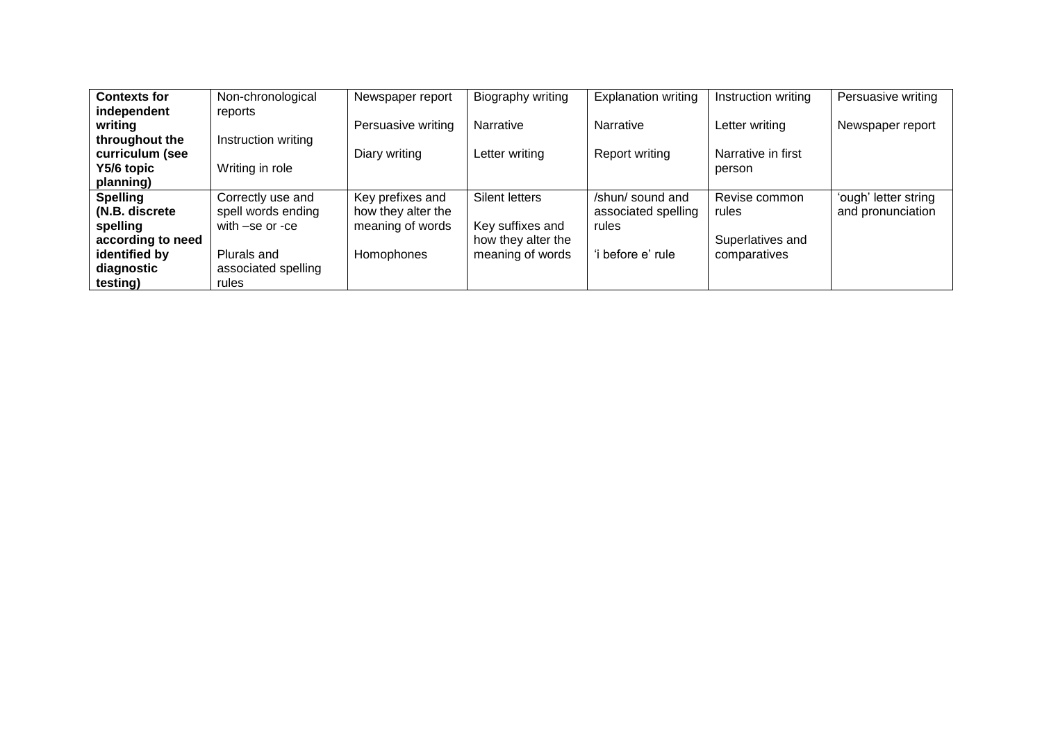| | | | | | | |
|---|---|---|---|---|---|---|
| **Contexts for independent writing throughout the curriculum (see Y5/6 topic planning)** | Non-chronological reports<br><br>Instruction writing<br><br>Writing in role | Newspaper report<br><br>Persuasive writing<br><br>Diary writing | Biography writing<br><br>Narrative<br><br>Letter writing | Explanation writing<br><br>Narrative<br><br>Report writing | Instruction writing<br><br>Letter writing<br><br>Narrative in first person | Persuasive writing<br><br>Newspaper report |
| **Spelling (N.B. discrete spelling according to need identified by diagnostic testing)** | Correctly use and spell words ending with –se or -ce<br><br>Plurals and associated spelling rules | Key prefixes and how they alter the meaning of words<br><br>Homophones | Silent letters<br><br>Key suffixes and how they alter the meaning of words | /shun/ sound and associated spelling rules<br><br>'i before e' rule | Revise common rules<br><br>Superlatives and comparatives | 'ough' letter string and pronunciation |